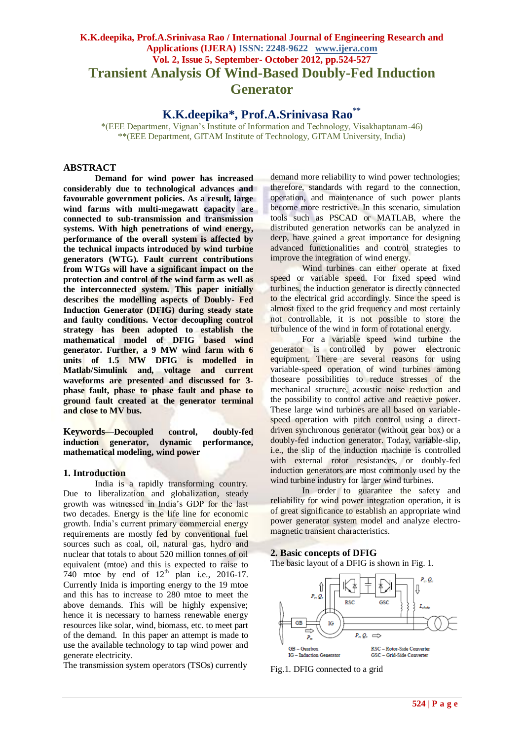# Transient Analysis Of Wind-Based Doubly-Fed Induction Generator

## K.K.deepika*, Prof.A.Srinivasa Rao**

*(EEE Department, Vignan's Institute of Information and Technology, Visakhaptanam-46)
**(EEE Department, GITAM Institute of Technology, GITAM University, India)

## ABSTRACT

**Demand for wind power has increased considerably due to technological advances and favourable government policies. As a result, large wind farms with multi-megawatt capacity are connected to sub-transmission and transmission systems. With high penetrations of wind energy, performance of the overall system is affected by the technical impacts introduced by wind turbine generators (WTG). Fault current contributions from WTGs will have a significant impact on the protection and control of the wind farm as well as the interconnected system. This paper initially describes the modelling aspects of Doubly- Fed Induction Generator (DFIG) during steady state and faulty conditions. Vector decoupling control strategy has been adopted to establish the mathematical model of DFIG based wind generator. Further, a 9 MW wind farm with 6 units of 1.5 MW DFIG is modelled in Matlab/Simulink and, voltage and current waveforms are presented and discussed for 3-phase fault, phase to phase fault and phase to ground fault created at the generator terminal and close to MV bus.**

**Keywords**—**Decoupled control, doubly-fed induction generator, dynamic performance, mathematical modeling, wind power**

## 1. Introduction

India is a rapidly transforming country. Due to liberalization and globalization, steady growth was witnessed in India's GDP for the last two decades. Energy is the life line for economic growth. India's current primary commercial energy requirements are mostly fed by conventional fuel sources such as coal, oil, natural gas, hydro and nuclear that totals to about 520 million tonnes of oil equivalent (mtoe) and this is expected to raise to 740 mtoe by end of 12th plan i.e., 2016-17. Currently Inida is importing energy to the 19 mtoe and this has to increase to 280 mtoe to meet the above demands. This will be highly expensive; hence it is necessary to harness renewable energy resources like solar, wind, biomass, etc. to meet part of the demand. In this paper an attempt is made to use the available technology to tap wind power and generate electricity.

The transmission system operators (TSOs) currently demand more reliability to wind power technologies; therefore, standards with regard to the connection, operation, and maintenance of such power plants become more restrictive. In this scenario, simulation tools such as PSCAD or MATLAB, where the distributed generation networks can be analyzed in deep, have gained a great importance for designing advanced functionalities and control strategies to improve the integration of wind energy.

Wind turbines can either operate at fixed speed or variable speed. For fixed speed wind turbines, the induction generator is directly connected to the electrical grid accordingly. Since the speed is almost fixed to the grid frequency and most certainly not controllable, it is not possible to store the turbulence of the wind in form of rotational energy.

For a variable speed wind turbine the generator is controlled by power electronic equipment. There are several reasons for using variable-speed operation of wind turbines among thoseare possibilities to reduce stresses of the mechanical structure, acoustic noise reduction and the possibility to control active and reactive power. These large wind turbines are all based on variable-speed operation with pitch control using a direct-driven synchronous generator (without gear box) or a doubly-fed induction generator. Today, variable-slip, i.e., the slip of the induction machine is controlled with external rotor resistances, or doubly-fed induction generators are most commonly used by the wind turbine industry for larger wind turbines.

In order to guarantee the safety and reliability for wind power integration operation, it is of great significance to establish an appropriate wind power generator system model and analyze electro-magnetic transient characteristics.

## 2. Basic concepts of DFIG

The basic layout of a DFIG is shown in Fig. 1.

$P_r, Q_r$
RSC
GSC
$P_c, Q_c$
$L_{choke}$
GB
IG
$P_m$
$P_s, Q_s$
GB – Gearbox
IG – Induction Generator
RSC – Rotor-Side Converter
GSC – Grid-Side Converter

Fig.1. DFIG connected to a grid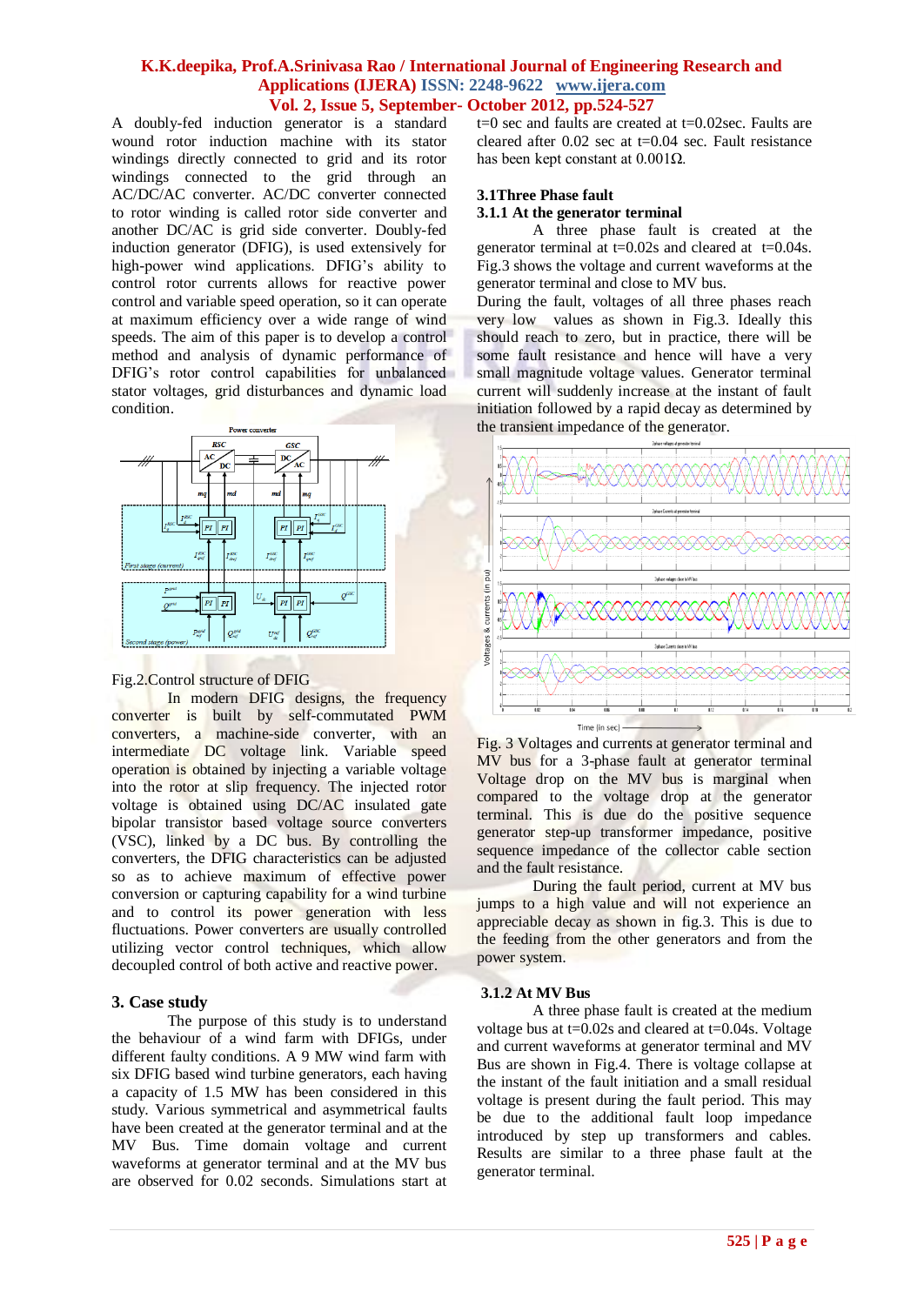A doubly-fed induction generator is a standard wound rotor induction machine with its stator windings directly connected to grid and its rotor windings connected to the grid through an AC/DC/AC converter. AC/DC converter connected to rotor winding is called rotor side converter and another DC/AC is grid side converter. Doubly-fed induction generator (DFIG), is used extensively for high-power wind applications. DFIG's ability to control rotor currents allows for reactive power control and variable speed operation, so it can operate at maximum efficiency over a wide range of wind speeds. The aim of this paper is to develop a control method and analysis of dynamic performance of DFIG's rotor control capabilities for unbalanced stator voltages, grid disturbances and dynamic load condition.

Fig.2.Control structure of DFIG

In modern DFIG designs, the frequency converter is built by self-commutated PWM converters, a machine-side converter, with an intermediate DC voltage link. Variable speed operation is obtained by injecting a variable voltage into the rotor at slip frequency. The injected rotor voltage is obtained using DC/AC insulated gate bipolar transistor based voltage source converters (VSC), linked by a DC bus. By controlling the converters, the DFIG characteristics can be adjusted so as to achieve maximum of effective power conversion or capturing capability for a wind turbine and to control its power generation with less fluctuations. Power converters are usually controlled utilizing vector control techniques, which allow decoupled control of both active and reactive power.

## 3. Case study

The purpose of this study is to understand the behaviour of a wind farm with DFIGs, under different faulty conditions. A 9 MW wind farm with six DFIG based wind turbine generators, each having a capacity of 1.5 MW has been considered in this study. Various symmetrical and asymmetrical faults have been created at the generator terminal and at the MV Bus. Time domain voltage and current waveforms at generator terminal and at the MV bus are observed for 0.02 seconds. Simulations start at t=0 sec and faults are created at t=0.02sec. Faults are cleared after 0.02 sec at t=0.04 sec. Fault resistance has been kept constant at 0.001Ω.

### 3.1 Three Phase fault

#### 3.1.1 At the generator terminal

A three phase fault is created at the generator terminal at t=0.02s and cleared at t=0.04s. Fig.3 shows the voltage and current waveforms at the generator terminal and close to MV bus.

During the fault, voltages of all three phases reach very low values as shown in Fig.3. Ideally this should reach to zero, but in practice, there will be some fault resistance and hence will have a very small magnitude voltage values. Generator terminal current will suddenly increase at the instant of fault initiation followed by a rapid decay as determined by the transient impedance of the generator.

Fig. 3 Voltages and currents at generator terminal and MV bus for a 3-phase fault at generator terminal

Voltage drop on the MV bus is marginal when compared to the voltage drop at the generator terminal. This is due do the positive sequence generator step-up transformer impedance, positive sequence impedance of the collector cable section and the fault resistance.

During the fault period, current at MV bus jumps to a high value and will not experience an appreciable decay as shown in fig.3. This is due to the feeding from the other generators and from the power system.

#### 3.1.2 At MV Bus

A three phase fault is created at the medium voltage bus at t=0.02s and cleared at t=0.04s. Voltage and current waveforms at generator terminal and MV Bus are shown in Fig.4. There is voltage collapse at the instant of the fault initiation and a small residual voltage is present during the fault period. This may be due to the additional fault loop impedance introduced by step up transformers and cables. Results are similar to a three phase fault at the generator terminal.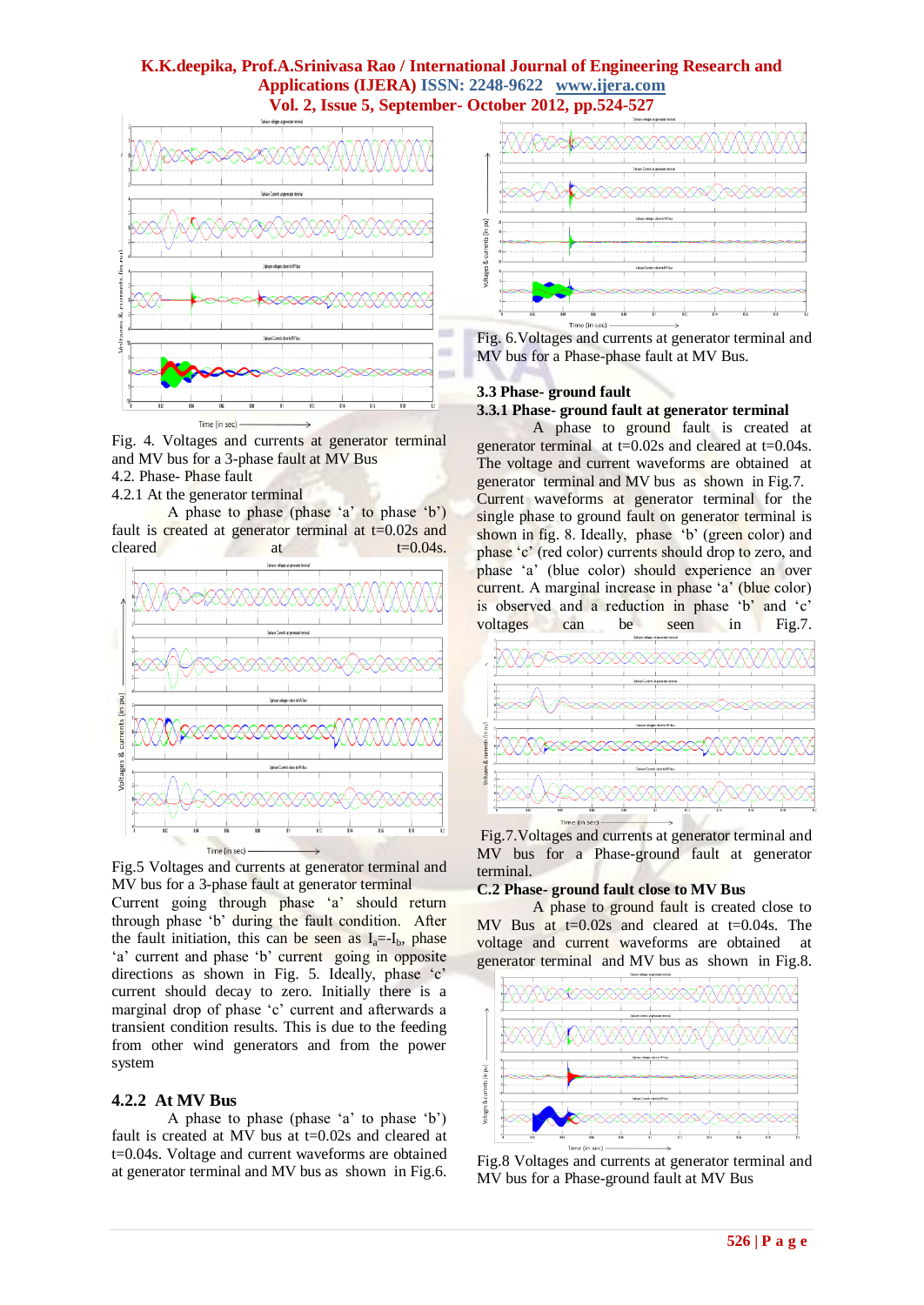Fig. 4. Voltages and currents at generator terminal and MV bus for a 3-phase fault at MV Bus

4.2. Phase- Phase fault

4.2.1 At the generator terminal

A phase to phase (phase 'a' to phase 'b') fault is created at generator terminal at t=0.02s and cleared at t=0.04s.

Fig.5 Voltages and currents at generator terminal and MV bus for a 3-phase fault at generator terminal

Current going through phase 'a' should return through phase 'b' during the fault condition. After the fault initiation, this can be seen as $I_a$=-$I_b$, phase 'a' current and phase 'b' current going in opposite directions as shown in Fig. 5. Ideally, phase 'c' current should decay to zero. Initially there is a marginal drop of phase 'c' current and afterwards a transient condition results. This is due to the feeding from other wind generators and from the power system

### 4.2.2 At MV Bus

A phase to phase (phase 'a' to phase 'b') fault is created at MV bus at t=0.02s and cleared at t=0.04s. Voltage and current waveforms are obtained at generator terminal and MV bus as shown in Fig.6.

Fig. 6.Voltages and currents at generator terminal and MV bus for a Phase-phase fault at MV Bus.

### 3.3 Phase- ground fault

### 3.3.1 Phase- ground fault at generator terminal

A phase to ground fault is created at generator terminal at t=0.02s and cleared at t=0.04s. The voltage and current waveforms are obtained at generator terminal and MV bus as shown in Fig.7. Current waveforms at generator terminal for the single phase to ground fault on generator terminal is shown in fig. 8. Ideally, phase 'b' (green color) and phase 'c' (red color) currents should drop to zero, and phase 'a' (blue color) should experience an over current. A marginal increase in phase 'a' (blue color) is observed and a reduction in phase 'b' and 'c' voltages can be seen in Fig.7.

Fig.7.Voltages and currents at generator terminal and MV bus for a Phase-ground fault at generator terminal.

### C.2 Phase- ground fault close to MV Bus

A phase to ground fault is created close to MV Bus at t=0.02s and cleared at t=0.04s. The voltage and current waveforms are obtained at generator terminal and MV bus as shown in Fig.8.

Fig.8 Voltages and currents at generator terminal and MV bus for a Phase-ground fault at MV Bus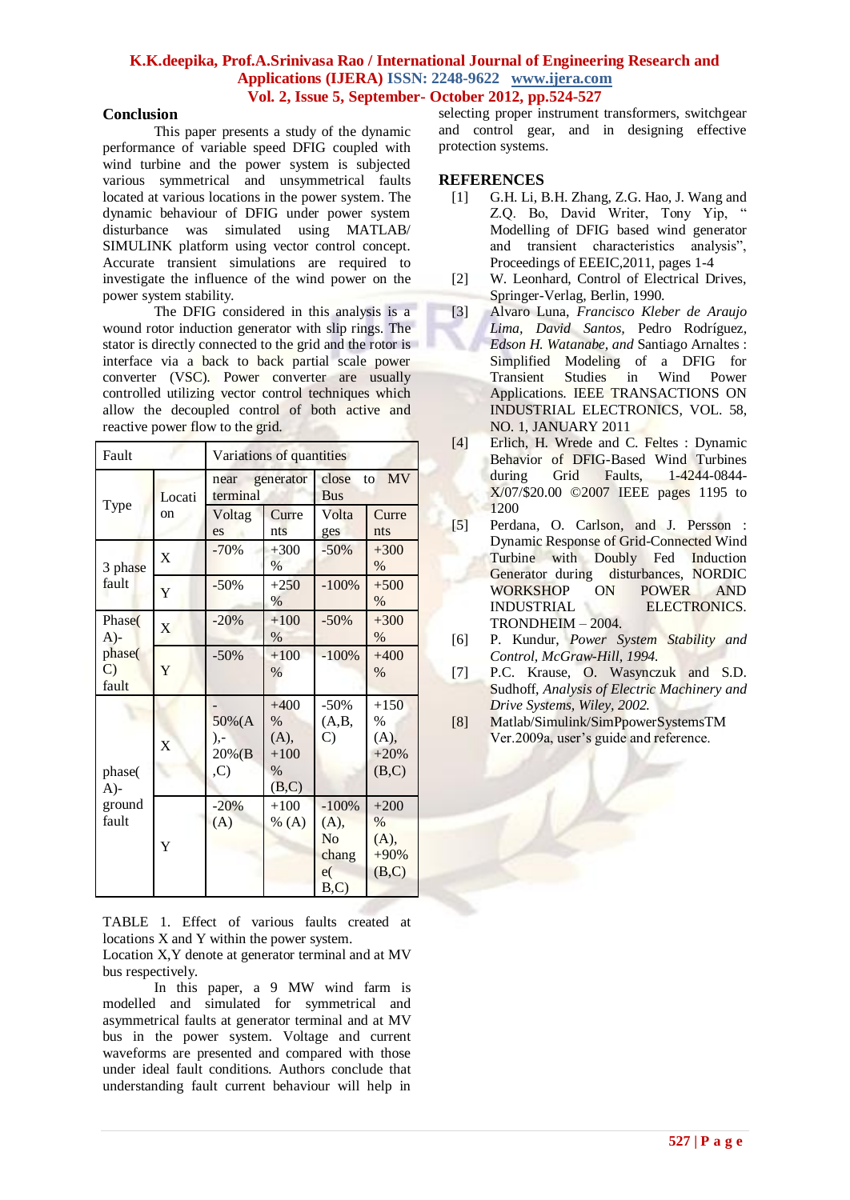## Conclusion

This paper presents a study of the dynamic performance of variable speed DFIG coupled with wind turbine and the power system is subjected various symmetrical and unsymmetrical faults located at various locations in the power system. The dynamic behaviour of DFIG under power system disturbance was simulated using MATLAB/ SIMULINK platform using vector control concept. Accurate transient simulations are required to investigate the influence of the wind power on the power system stability.

The DFIG considered in this analysis is a wound rotor induction generator with slip rings. The stator is directly connected to the grid and the rotor is interface via a back to back partial scale power converter (VSC). Power converter are usually controlled utilizing vector control techniques which allow the decoupled control of both active and reactive power flow to the grid.

| Fault | | Variations of quantities | | | |
|---|---|---|---|---|---|
| | | near generator terminal | | close to MV Bus | |
| Type | Location | Voltages | Currents | Voltages | Currents |
| 3 phase fault | X | -70% | +300 % | -50% | +300 % |
| | Y | -50% | +250 % | -100% | +500 % |
| Phase(A)-phase(C) fault | X | -20% | +100 % | -50% | +300 % |
| | Y | -50% | +100 % | -100% | +400 % |
| phase(A)-ground fault | X | -50%(A),-20%(B,C) | +400 % (A), +100 % (B,C) | -50% (A,B,C) | +150 % (A), +20% (B,C) |
| | Y | -20% (A) | +100 % (A) | -100% (A), No change(B,C) | +200 % (A), +90% (B,C) |

TABLE 1. Effect of various faults created at locations X and Y within the power system.
Location X,Y denote at generator terminal and at MV bus respectively.

In this paper, a 9 MW wind farm is modelled and simulated for symmetrical and asymmetrical faults at generator terminal and at MV bus in the power system. Voltage and current waveforms are presented and compared with those under ideal fault conditions. Authors conclude that understanding fault current behaviour will help in selecting proper instrument transformers, switchgear and control gear, and in designing effective protection systems.

## REFERENCES

[1] G.H. Li, B.H. Zhang, Z.G. Hao, J. Wang and Z.Q. Bo, David Writer, Tony Yip, " Modelling of DFIG based wind generator and transient characteristics analysis", Proceedings of EEEIC,2011, pages 1-4

[2] W. Leonhard, Control of Electrical Drives, Springer-Verlag, Berlin, 1990.

[3] Alvaro Luna, *Francisco Kleber de Araujo Lima, David Santos,* Pedro Rodríguez, *Edson H. Watanabe, and* Santiago Arnaltes : Simplified Modeling of a DFIG for Transient Studies in Wind Power Applications. IEEE TRANSACTIONS ON INDUSTRIAL ELECTRONICS, VOL. 58, NO. 1, JANUARY 2011

[4] Erlich, H. Wrede and C. Feltes : Dynamic Behavior of DFIG-Based Wind Turbines during Grid Faults, 1-4244-0844-X/07/$20.00 ©2007 IEEE pages 1195 to 1200

[5] Perdana, O. Carlson, and J. Persson : Dynamic Response of Grid-Connected Wind Turbine with Doubly Fed Induction Generator during disturbances, NORDIC WORKSHOP ON POWER AND INDUSTRIAL ELECTRONICS. TRONDHEIM – 2004.

[6] P. Kundur, *Power System Stability and Control, McGraw-Hill, 1994.*

[7] P.C. Krause, O. Wasynczuk and S.D. Sudhoff, *Analysis of Electric Machinery and Drive Systems, Wiley, 2002.*

[8] Matlab/Simulink/SimPpowerSystemsTM Ver.2009a, user's guide and reference.